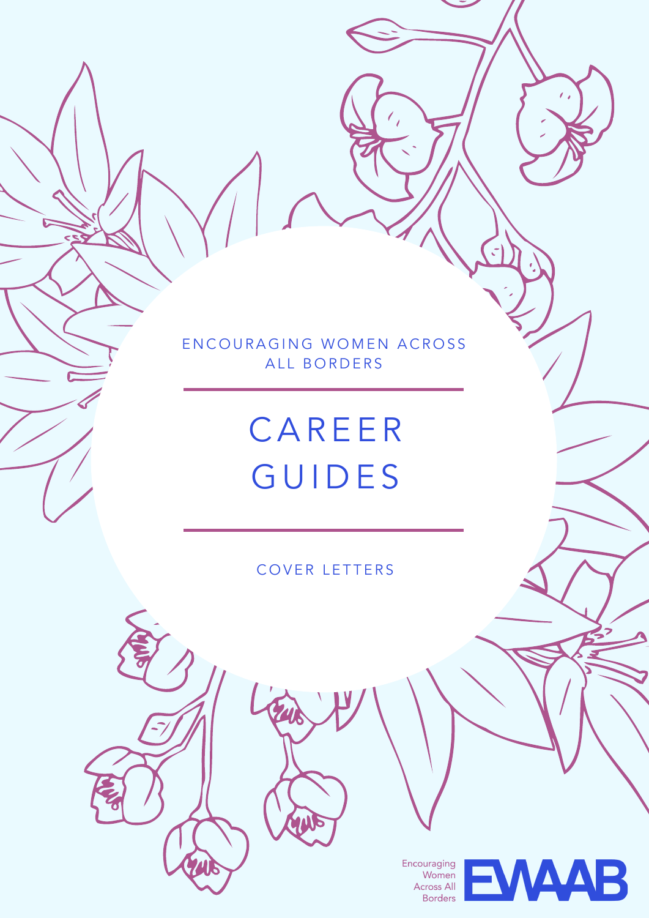ENCOURAGING WOMEN ACROSS ALL BORDERS

# CAREER GUIDES

COVER LETTERS

Encouraging Women Across All Borders

EWAAB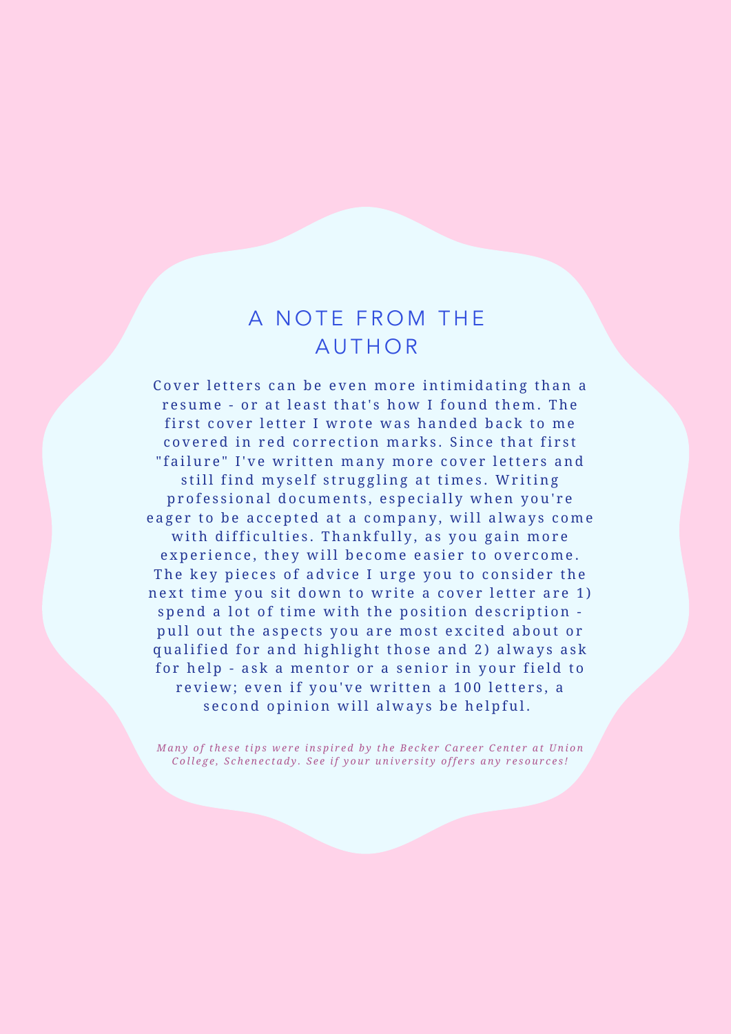# A NOTE FROM THE AUTHOR

Cover letters can be even more intimidating than a resume - or at least that's how I found them. The first cover letter I wrote was handed back to me covered in red correction marks. Since that first "failure" I've written many more cover letters and still find myself struggling at times. Writing professional documents, especially when you're eager to be accepted at a company, will always come with difficulties. Thankfully, as you gain more experience, they will become easier to overcome. The key pieces of advice I urge you to consider the next time you sit down to write a cover letter are 1) spend a lot of time with the position description - pull out the aspects you are most excited about or qualified for and highlight those and 2) always ask for help - ask a mentor or a senior in your field to review; even if you've written a 100 letters, a second opinion will always be helpful.

*Many of these tips were inspired by the Becker Career Center at Union College, Schenectady. See if your university offers any resources!*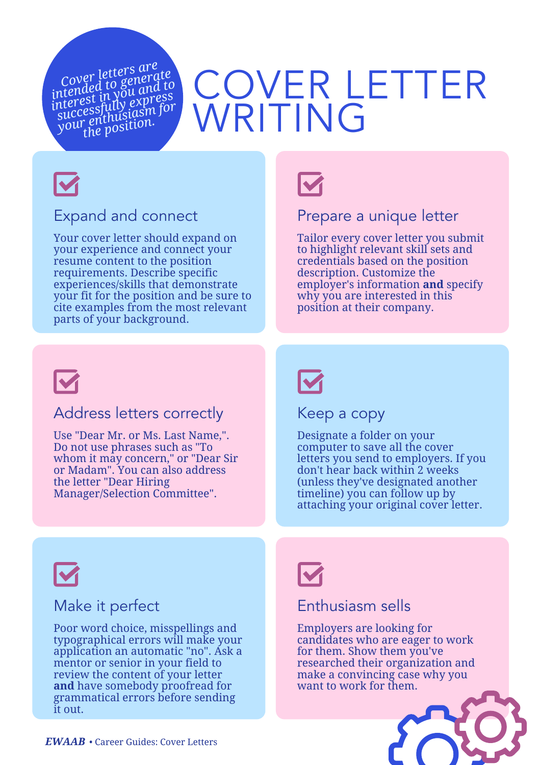# COVER LETTER WRITING

*Cover letters are intended to generate interest in you and to successfully express your enthusiasm for the position.*

## Expand and connect

Your cover letter should expand on your experience and connect your resume content to the position requirements. Describe specific experiences/skills that demonstrate your fit for the position and be sure to cite examples from the most relevant parts of your background.

## Prepare a unique letter

Tailor every cover letter you submit to highlight relevant skill sets and credentials based on the position description. Customize the employer's information **and** specify why you are interested in this position at their company.

## Address letters correctly

Use "Dear Mr. or Ms. Last Name,". Do not use phrases such as "To whom it may concern," or "Dear Sir or Madam". You can also address the letter "Dear Hiring Manager/Selection Committee".

## Keep a copy

Designate a folder on your computer to save all the cover letters you send to employers. If you don't hear back within 2 weeks (unless they've designated another timeline) you can follow up by attaching your original cover letter.

## Make it perfect

Poor word choice, misspellings and typographical errors will make your application an automatic "no". Ask a mentor or senior in your field to review the content of your letter **and** have somebody proofread for grammatical errors before sending it out.

## Enthusiasm sells

Employers are looking for candidates who are eager to work for them. Show them you've researched their organization and make a convincing case why you want to work for them.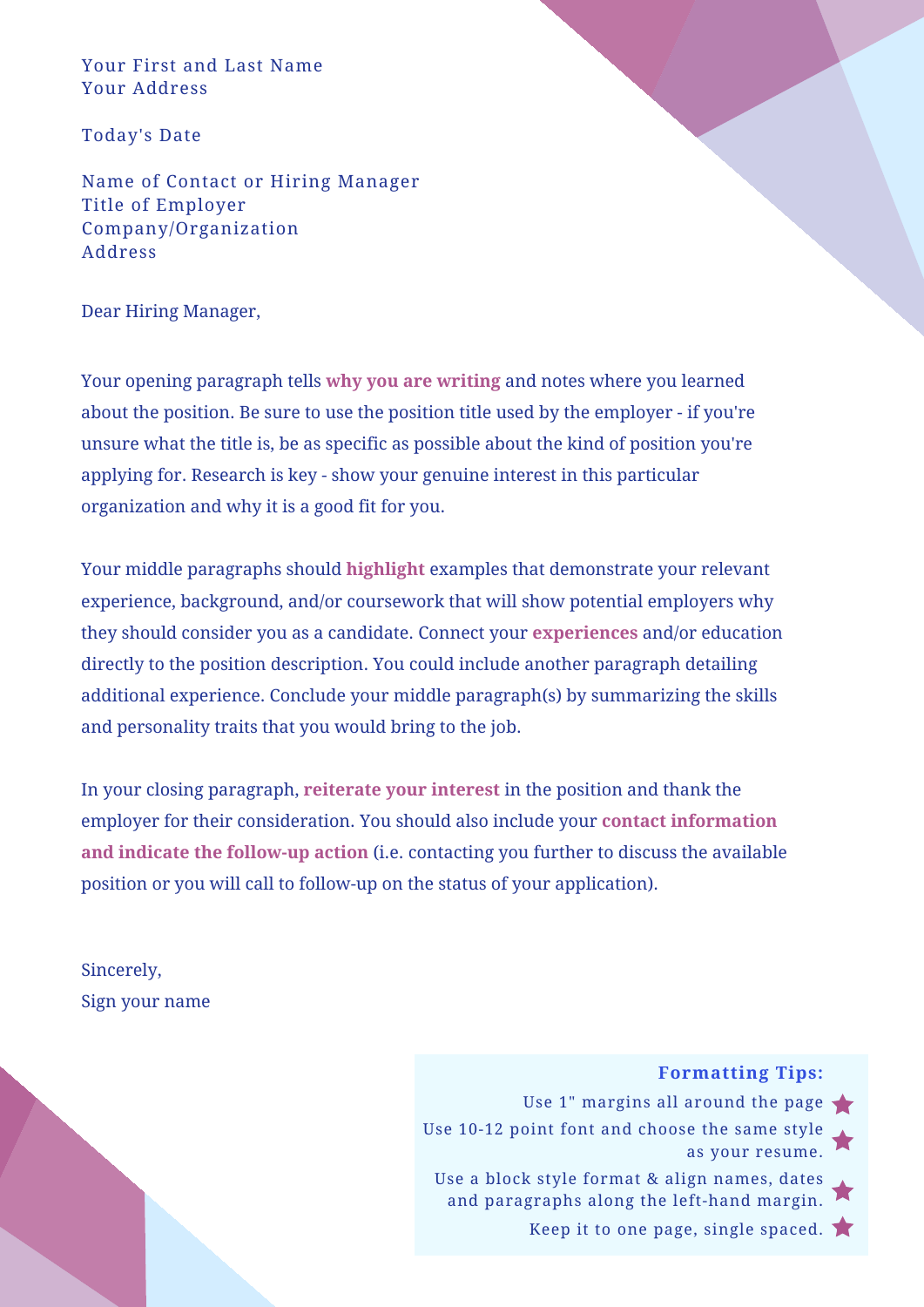Your First and Last Name
Your Address

Today's Date

Name of Contact or Hiring Manager
Title of Employer
Company/Organization
Address

Dear Hiring Manager,

Your opening paragraph tells **why you are writing** and notes where you learned about the position. Be sure to use the position title used by the employer - if you're unsure what the title is, be as specific as possible about the kind of position you're applying for. Research is key - show your genuine interest in this particular organization and why it is a good fit for you.

Your middle paragraphs should **highlight** examples that demonstrate your relevant experience, background, and/or coursework that will show potential employers why they should consider you as a candidate. Connect your **experiences** and/or education directly to the position description. You could include another paragraph detailing additional experience. Conclude your middle paragraph(s) by summarizing the skills and personality traits that you would bring to the job.

In your closing paragraph, **reiterate your interest** in the position and thank the employer for their consideration. You should also include your **contact information and indicate the follow-up action** (i.e. contacting you further to discuss the available position or you will call to follow-up on the status of your application).

Sincerely,
Sign your name

**Formatting Tips:**

- Use 1" margins all around the page
- Use 10-12 point font and choose the same style as your resume.
- Use a block style format & align names, dates and paragraphs along the left-hand margin.
- Keep it to one page, single spaced.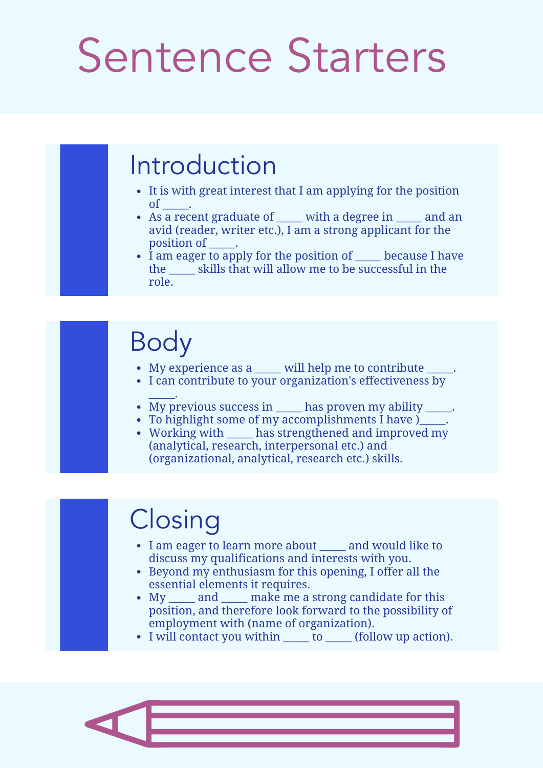# Sentence Starters

## Introduction

- It is with great interest that I am applying for the position of _____.
- As a recent graduate of _____ with a degree in _____ and an avid (reader, writer etc.), I am a strong applicant for the position of _____.
- I am eager to apply for the position of _____ because I have the _____ skills that will allow me to be successful in the role.

## Body

- My experience as a _____ will help me to contribute _____.
- I can contribute to your organization's effectiveness by _____.
- My previous success in _____ has proven my ability _____.
- To highlight some of my accomplishments I have )_____.
- Working with _____ has strengthened and improved my (analytical, research, interpersonal etc.) and (organizational, analytical, research etc.) skills.

## Closing

- I am eager to learn more about _____ and would like to discuss my qualifications and interests with you.
- Beyond my enthusiasm for this opening, I offer all the essential elements it requires.
- My _____ and _____ make me a strong candidate for this position, and therefore look forward to the possibility of employment with (name of organization).
- I will contact you within _____ to _____ (follow up action).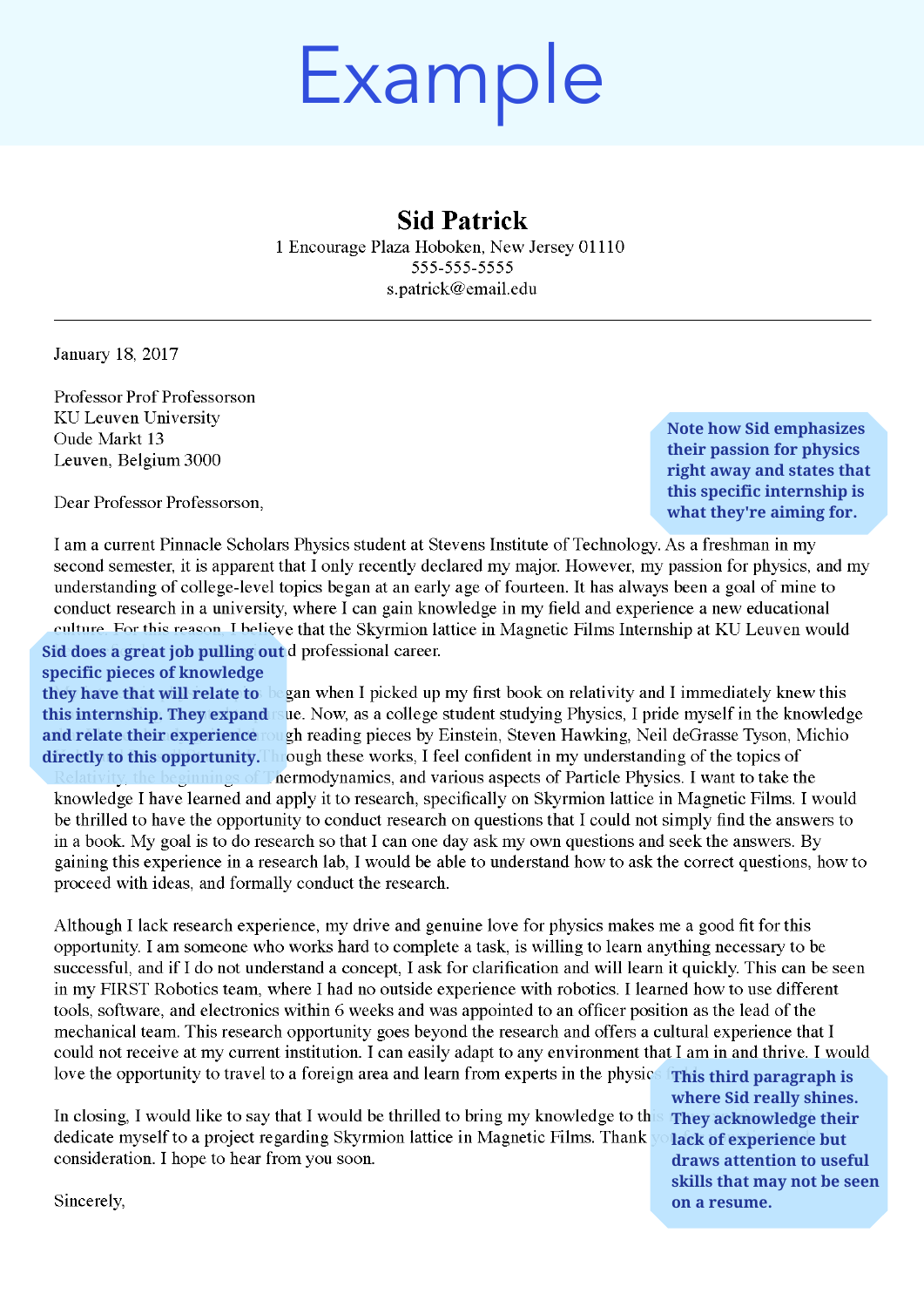# Example

**Sid Patrick**
1 Encourage Plaza Hoboken, New Jersey 01110
555-555-5555
s.patrick@email.edu

---

January 18, 2017

Professor Prof Professorson
KU Leuven University
Oude Markt 13
Leuven, Belgium 3000

**Note how Sid emphasizes their passion for physics right away and states that this specific internship is what they're aiming for.**

Dear Professor Professorson,

I am a current Pinnacle Scholars Physics student at Stevens Institute of Technology. As a freshman in my second semester, it is apparent that I only recently declared my major. However, my passion for physics, and my understanding of college-level topics began at an early age of fourteen. It has always been a goal of mine to conduct research in a university, where I can gain knowledge in my field and experience a new educational culture. For this reason, I believe that the Skyrmion lattice in Magnetic Films Internship at KU Leuven would ... d professional career.

**Sid does a great job pulling out specific pieces of knowledge they have that will relate to this internship. They expand and relate their experience directly to this opportunity.**

... gan when I picked up my first book on relativity and I immediately knew this ... ue. Now, as a college student studying Physics, I pride myself in the knowledge ... ugh reading pieces by Einstein, Steven Hawking, Neil deGrasse Tyson, Michio ... Through these works, I feel confident in my understanding of the topics of Relativity, the beginnings of Thermodynamics, and various aspects of Particle Physics. I want to take the knowledge I have learned and apply it to research, specifically on Skyrmion lattice in Magnetic Films. I would be thrilled to have the opportunity to conduct research on questions that I could not simply find the answers to in a book. My goal is to do research so that I can one day ask my own questions and seek the answers. By gaining this experience in a research lab, I would be able to understand how to ask the correct questions, how to proceed with ideas, and formally conduct the research.

Although I lack research experience, my drive and genuine love for physics makes me a good fit for this opportunity. I am someone who works hard to complete a task, is willing to learn anything necessary to be successful, and if I do not understand a concept, I ask for clarification and will learn it quickly. This can be seen in my FIRST Robotics team, where I had no outside experience with robotics. I learned how to use different tools, software, and electronics within 6 weeks and was appointed to an officer position as the lead of the mechanical team. This research opportunity goes beyond the research and offers a cultural experience that I could not receive at my current institution. I can easily adapt to any environment that I am in and thrive. I would love the opportunity to travel to a foreign area and learn from experts in the physic...

**This third paragraph is where Sid really shines. They acknowledge their lack of experience but draws attention to useful skills that may not be seen on a resume.**

In closing, I would like to say that I would be thrilled to bring my knowledge to th... dedicate myself to a project regarding Skyrmion lattice in Magnetic Films. Thank yo... consideration. I hope to hear from you soon.

Sincerely,